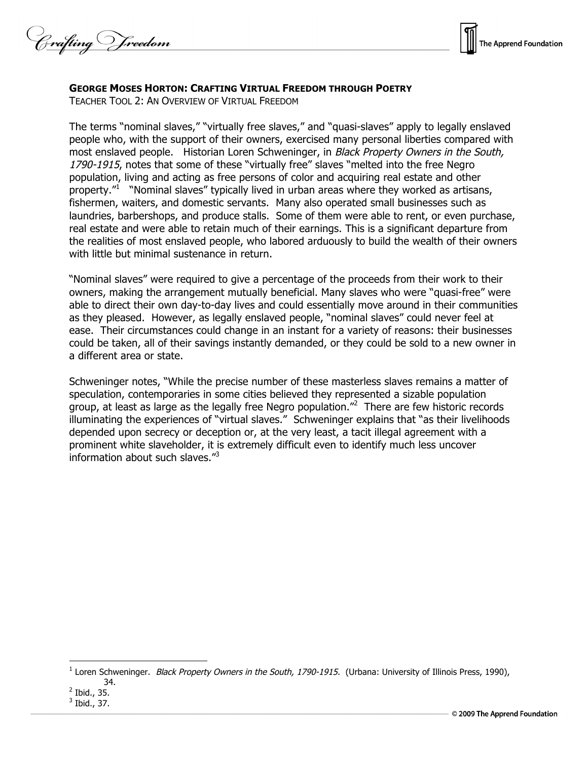**GEORGE MOSES HORTON: CRAFTING VIRTUAL FREEDOM THROUGH POETRY**

TEACHER TOOL 2: AN OVERVIEW OF VIRTUAL FREEDOM

The terms "nominal slaves," "virtually free slaves," and "quasi-slaves" apply to legally enslaved people who, with the support of their owners, exercised many personal liberties compared with most enslaved people. Historian Loren Schweninger, in *Black Property Owners in the South, 1790-1915*, notes that some of these "virtually free" slaves "melted into the free Negro population, living and acting as free persons of color and acquiring real estate and other property."[1] "Nominal slaves" typically lived in urban areas where they worked as artisans, fishermen, waiters, and domestic servants. Many also operated small businesses such as laundries, barbershops, and produce stalls. Some of them were able to rent, or even purchase, real estate and were able to retain much of their earnings. This is a significant departure from the realities of most enslaved people, who labored arduously to build the wealth of their owners with little but minimal sustenance in return.

"Nominal slaves" were required to give a percentage of the proceeds from their work to their owners, making the arrangement mutually beneficial. Many slaves who were "quasi-free" were able to direct their own day-to-day lives and could essentially move around in their communities as they pleased. However, as legally enslaved people, "nominal slaves" could never feel at ease. Their circumstances could change in an instant for a variety of reasons: their businesses could be taken, all of their savings instantly demanded, or they could be sold to a new owner in a different area or state.

Schweninger notes, "While the precise number of these masterless slaves remains a matter of speculation, contemporaries in some cities believed they represented a sizable population group, at least as large as the legally free Negro population."[2] There are few historic records illuminating the experiences of "virtual slaves." Schweninger explains that "as their livelihoods depended upon secrecy or deception or, at the very least, a tacit illegal agreement with a prominent white slaveholder, it is extremely difficult even to identify much less uncover information about such slaves."[3]

---

[1] Loren Schweninger. *Black Property Owners in the South, 1790-1915*. (Urbana: University of Illinois Press, 1990), 34.

[2] Ibid., 35.

[3] Ibid., 37.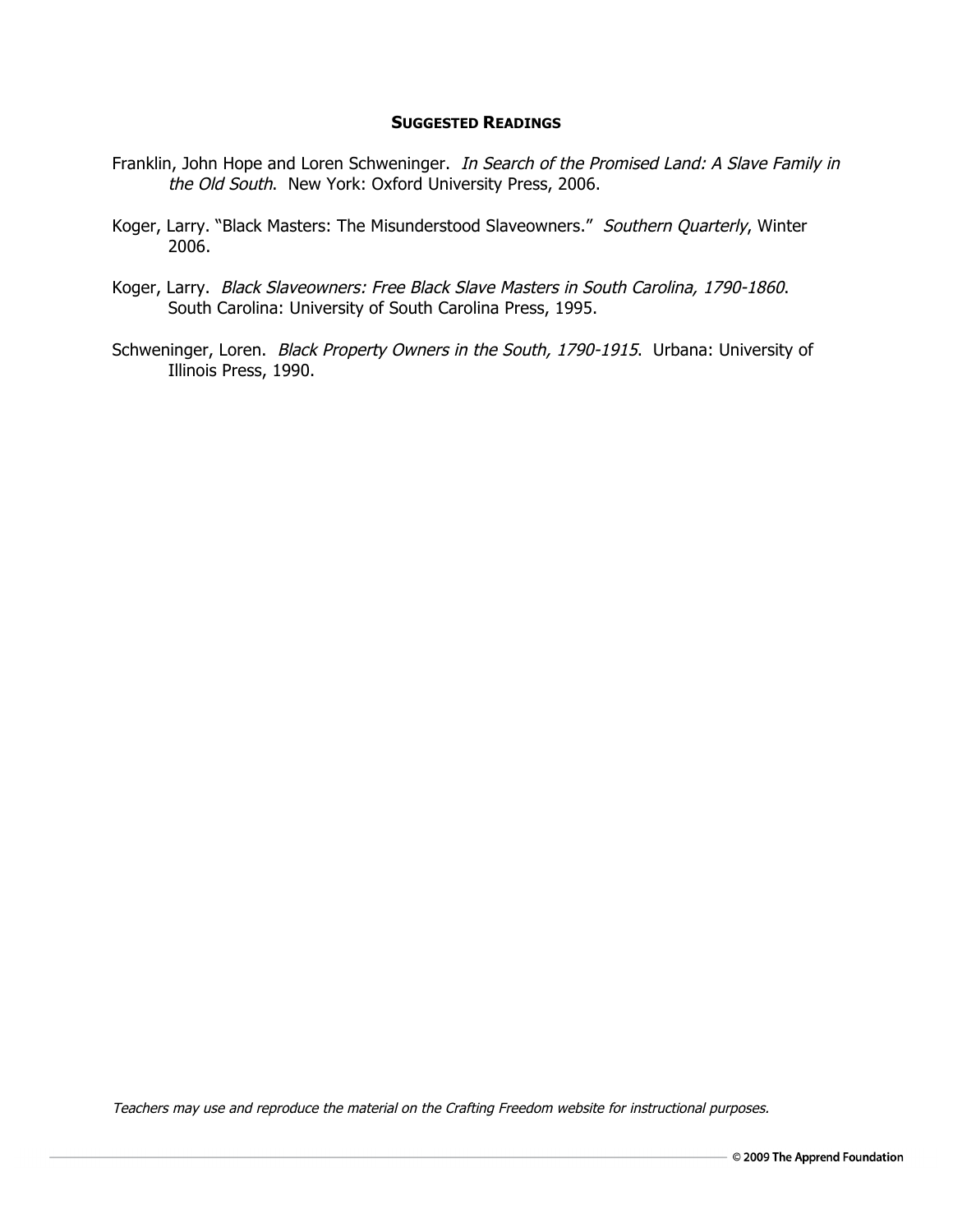## Suggested Readings

Franklin, John Hope and Loren Schweninger. *In Search of the Promised Land: A Slave Family in the Old South*. New York: Oxford University Press, 2006.

Koger, Larry. "Black Masters: The Misunderstood Slaveowners." *Southern Quarterly*, Winter 2006.

Koger, Larry. *Black Slaveowners: Free Black Slave Masters in South Carolina, 1790-1860*. South Carolina: University of South Carolina Press, 1995.

Schweninger, Loren. *Black Property Owners in the South, 1790-1915*. Urbana: University of Illinois Press, 1990.

*Teachers may use and reproduce the material on the Crafting Freedom website for instructional purposes.*

© 2009 The Apprend Foundation